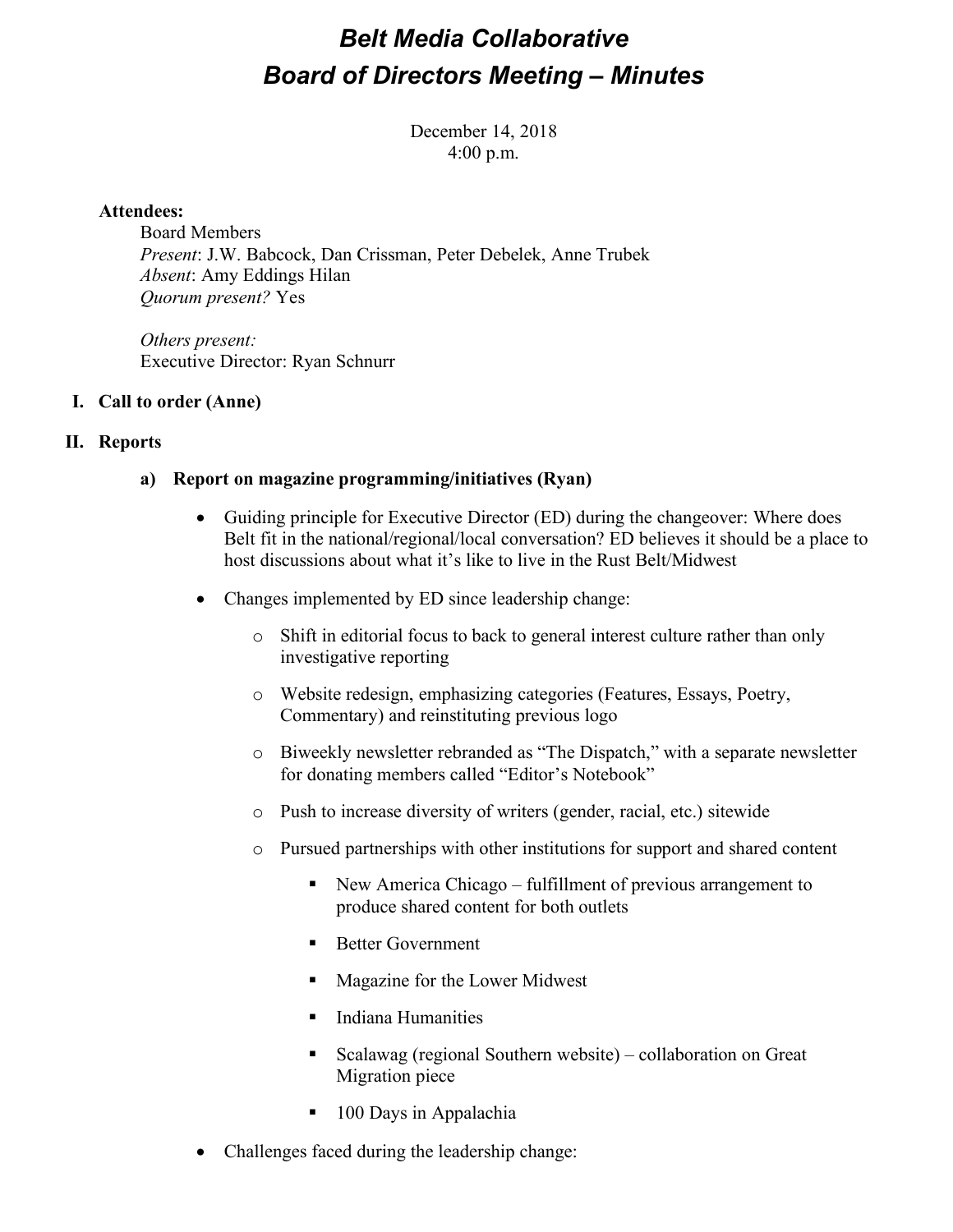# *Belt Media Collaborative*
# *Board of Directors Meeting – Minutes*

December 14, 2018
4:00 p.m.

**Attendees:**

Board Members
*Present*: J.W. Babcock, Dan Crissman, Peter Debelek, Anne Trubek
*Absent*: Amy Eddings Hilan
*Quorum present?* Yes

*Others present:*
Executive Director: Ryan Schnurr

## I. Call to order (Anne)

## II. Reports

### a) Report on magazine programming/initiatives (Ryan)

- Guiding principle for Executive Director (ED) during the changeover: Where does Belt fit in the national/regional/local conversation? ED believes it should be a place to host discussions about what it's like to live in the Rust Belt/Midwest
- Changes implemented by ED since leadership change:
    - Shift in editorial focus to back to general interest culture rather than only investigative reporting
    - Website redesign, emphasizing categories (Features, Essays, Poetry, Commentary) and reinstituting previous logo
    - Biweekly newsletter rebranded as "The Dispatch," with a separate newsletter for donating members called "Editor's Notebook"
    - Push to increase diversity of writers (gender, racial, etc.) sitewide
    - Pursued partnerships with other institutions for support and shared content
        - New America Chicago – fulfillment of previous arrangement to produce shared content for both outlets
        - Better Government
        - Magazine for the Lower Midwest
        - Indiana Humanities
        - Scalawag (regional Southern website) – collaboration on Great Migration piece
        - 100 Days in Appalachia
- Challenges faced during the leadership change: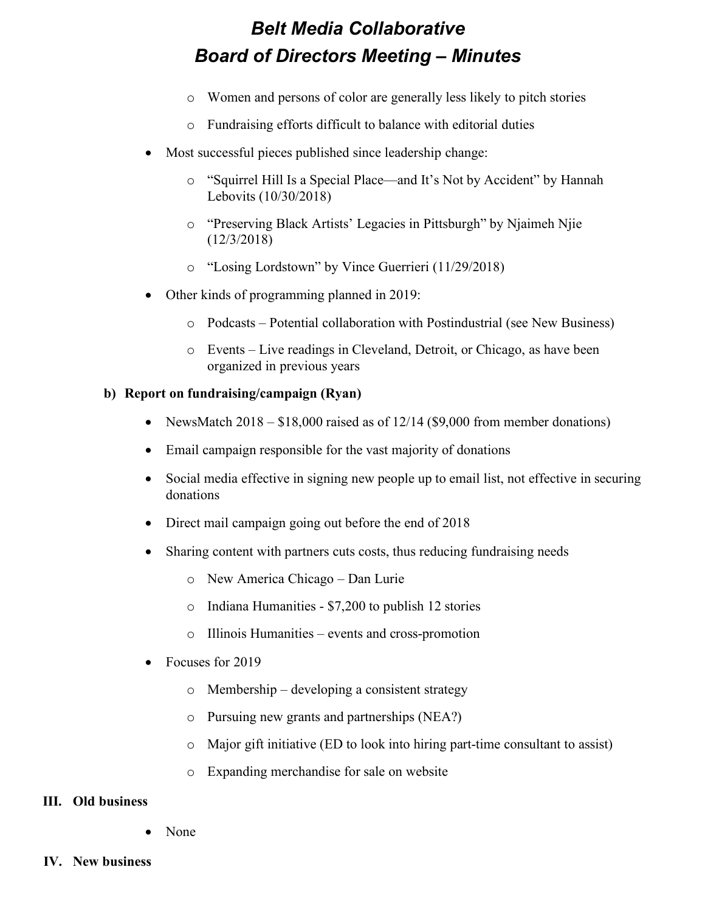- Women and persons of color are generally less likely to pitch stories
    - Fundraising efforts difficult to balance with editorial duties
- Most successful pieces published since leadership change:
    - "Squirrel Hill Is a Special Place—and It's Not by Accident" by Hannah Lebovits (10/30/2018)
    - "Preserving Black Artists' Legacies in Pittsburgh" by Njaimeh Njie (12/3/2018)
    - "Losing Lordstown" by Vince Guerrieri (11/29/2018)
- Other kinds of programming planned in 2019:
    - Podcasts – Potential collaboration with Postindustrial (see New Business)
    - Events – Live readings in Cleveland, Detroit, or Chicago, as have been organized in previous years

**b) Report on fundraising/campaign (Ryan)**

- NewsMatch 2018 – $18,000 raised as of 12/14 ($9,000 from member donations)
- Email campaign responsible for the vast majority of donations
- Social media effective in signing new people up to email list, not effective in securing donations
- Direct mail campaign going out before the end of 2018
- Sharing content with partners cuts costs, thus reducing fundraising needs
    - New America Chicago – Dan Lurie
    - Indiana Humanities - $7,200 to publish 12 stories
    - Illinois Humanities – events and cross-promotion
- Focuses for 2019
    - Membership – developing a consistent strategy
    - Pursuing new grants and partnerships (NEA?)
    - Major gift initiative (ED to look into hiring part-time consultant to assist)
    - Expanding merchandise for sale on website

## III. Old business

- None

## IV. New business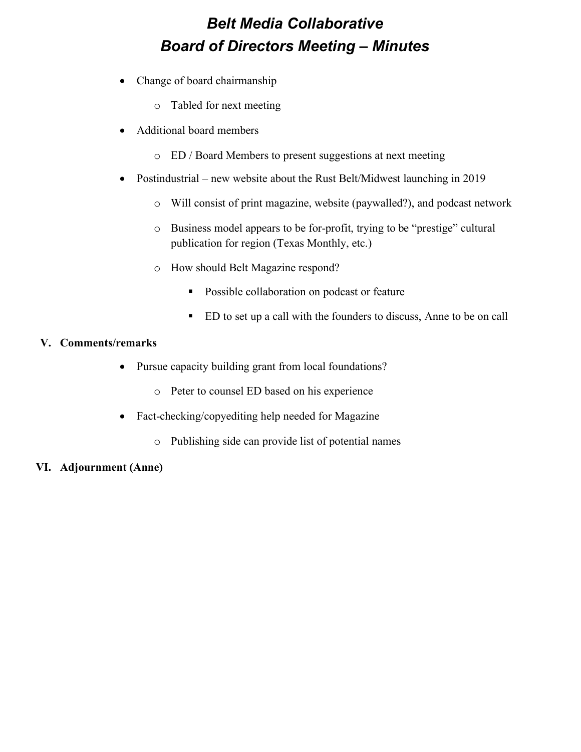# *Belt Media Collaborative*
# *Board of Directors Meeting – Minutes*

- Change of board chairmanship
    - Tabled for next meeting
- Additional board members
    - ED / Board Members to present suggestions at next meeting
- Postindustrial – new website about the Rust Belt/Midwest launching in 2019
    - Will consist of print magazine, website (paywalled?), and podcast network
    - Business model appears to be for-profit, trying to be "prestige" cultural publication for region (Texas Monthly, etc.)
    - How should Belt Magazine respond?
        - Possible collaboration on podcast or feature
        - ED to set up a call with the founders to discuss, Anne to be on call

## V. Comments/remarks

- Pursue capacity building grant from local foundations?
    - Peter to counsel ED based on his experience
- Fact-checking/copyediting help needed for Magazine
    - Publishing side can provide list of potential names

## VI. Adjournment (Anne)